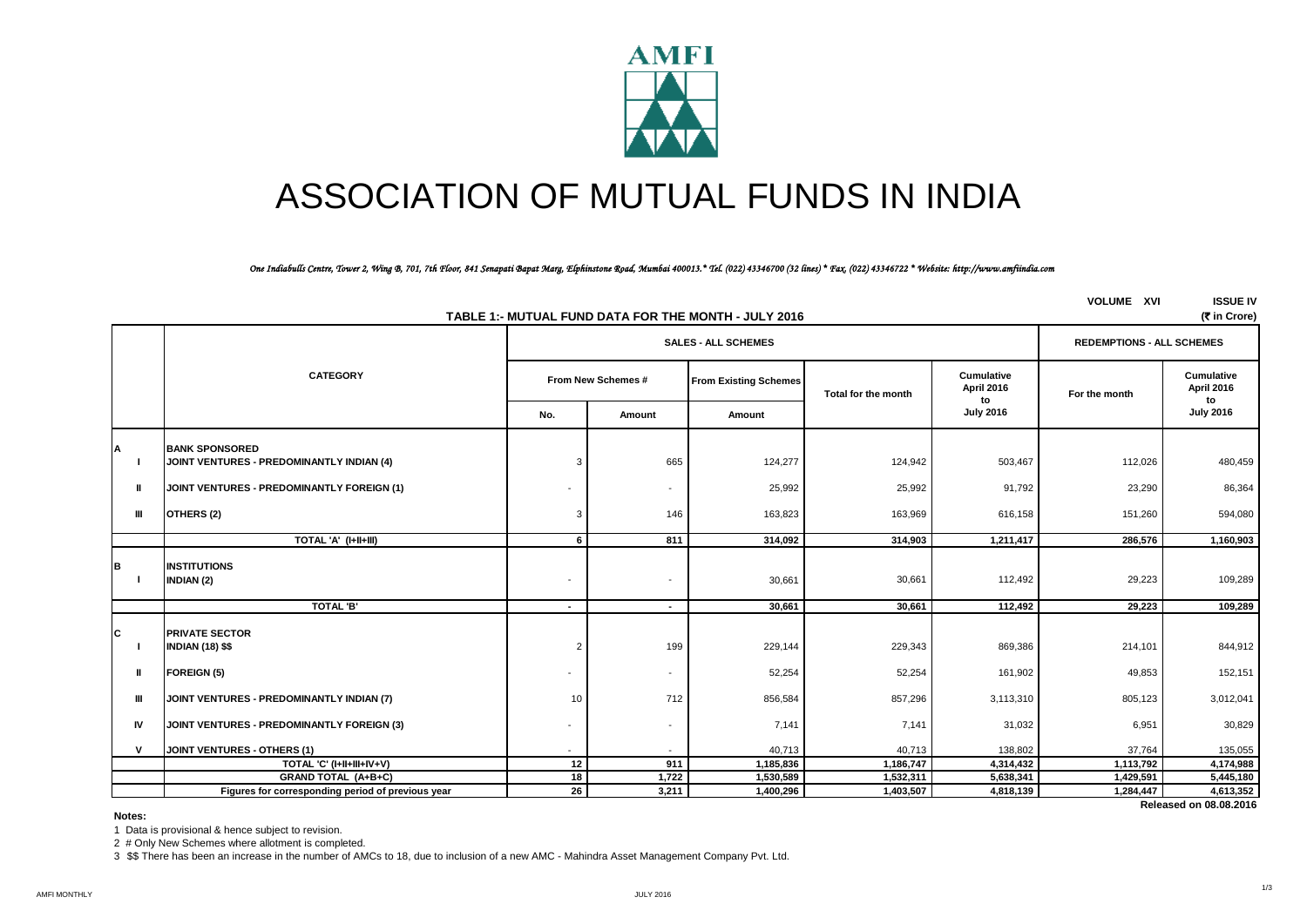# ASSOCIATION OF MUTUAL FUNDS IN INDIA

*One Indiabulls Centre, Tower 2, Wing B, 701, 7th Floor, 841 Senapati Bapat Marg, Elphinstone Road, Mumbai 400013.* Tel. (022) 43346700 (32 lines) * Fax. (022) 43346722 * Website: http://www.amfiindia.com*

**VOLUME XVI** **ISSUE IV**

**TABLE 1:- MUTUAL FUND DATA FOR THE MONTH - JULY 2016** **(₹ in Crore)**

| | CATEGORY | SALES - ALL SCHEMES | | | | | REDEMPTIONS - ALL SCHEMES | |
|---|---|---|---|---|---|---|---|---|
| | | From New Schemes # | | From Existing Schemes | Total for the month | Cumulative April 2016 to July 2016 | For the month | Cumulative April 2016 to July 2016 |
| | | No. | Amount | Amount | | | | |
| **A** | **BANK SPONSORED** | | | | | | | |
| I | **JOINT VENTURES - PREDOMINANTLY INDIAN (4)** | 3 | 665 | 124,277 | 124,942 | 503,467 | 112,026 | 480,459 |
| II | **JOINT VENTURES - PREDOMINANTLY FOREIGN (1)** | - | - | 25,992 | 25,992 | 91,792 | 23,290 | 86,364 |
| III | **OTHERS (2)** | 3 | 146 | 163,823 | 163,969 | 616,158 | 151,260 | 594,080 |
| | **TOTAL 'A' (I+II+III)** | **6** | **811** | **314,092** | **314,903** | **1,211,417** | **286,576** | **1,160,903** |
| **B** | **INSTITUTIONS** | | | | | | | |
| I | **INDIAN (2)** | - | - | 30,661 | 30,661 | 112,492 | 29,223 | 109,289 |
| | **TOTAL 'B'** | **-** | **-** | **30,661** | **30,661** | **112,492** | **29,223** | **109,289** |
| **C** | **PRIVATE SECTOR** | | | | | | | |
| I | **INDIAN (18) $$** | 2 | 199 | 229,144 | 229,343 | 869,386 | 214,101 | 844,912 |
| II | **FOREIGN (5)** | - | - | 52,254 | 52,254 | 161,902 | 49,853 | 152,151 |
| III | **JOINT VENTURES - PREDOMINANTLY INDIAN (7)** | 10 | 712 | 856,584 | 857,296 | 3,113,310 | 805,123 | 3,012,041 |
| IV | **JOINT VENTURES - PREDOMINANTLY FOREIGN (3)** | - | - | 7,141 | 7,141 | 31,032 | 6,951 | 30,829 |
| V | **JOINT VENTURES - OTHERS (1)** | - | - | 40,713 | 40,713 | 138,802 | 37,764 | 135,055 |
| | **TOTAL 'C' (I+II+III+IV+V)** | **12** | **911** | **1,185,836** | **1,186,747** | **4,314,432** | **1,113,792** | **4,174,988** |
| | **GRAND TOTAL (A+B+C)** | **18** | **1,722** | **1,530,589** | **1,532,311** | **5,638,341** | **1,429,591** | **5,445,180** |
| | **Figures for corresponding period of previous year** | **26** | **3,211** | **1,400,296** | **1,403,507** | **4,818,139** | **1,284,447** | **4,613,352** |

**Released on 08.08.2016**

**Notes:**

1 Data is provisional & hence subject to revision.

2 # Only New Schemes where allotment is completed.

3 $$ There has been an increase in the number of AMCs to 18, due to inclusion of a new AMC - Mahindra Asset Management Company Pvt. Ltd.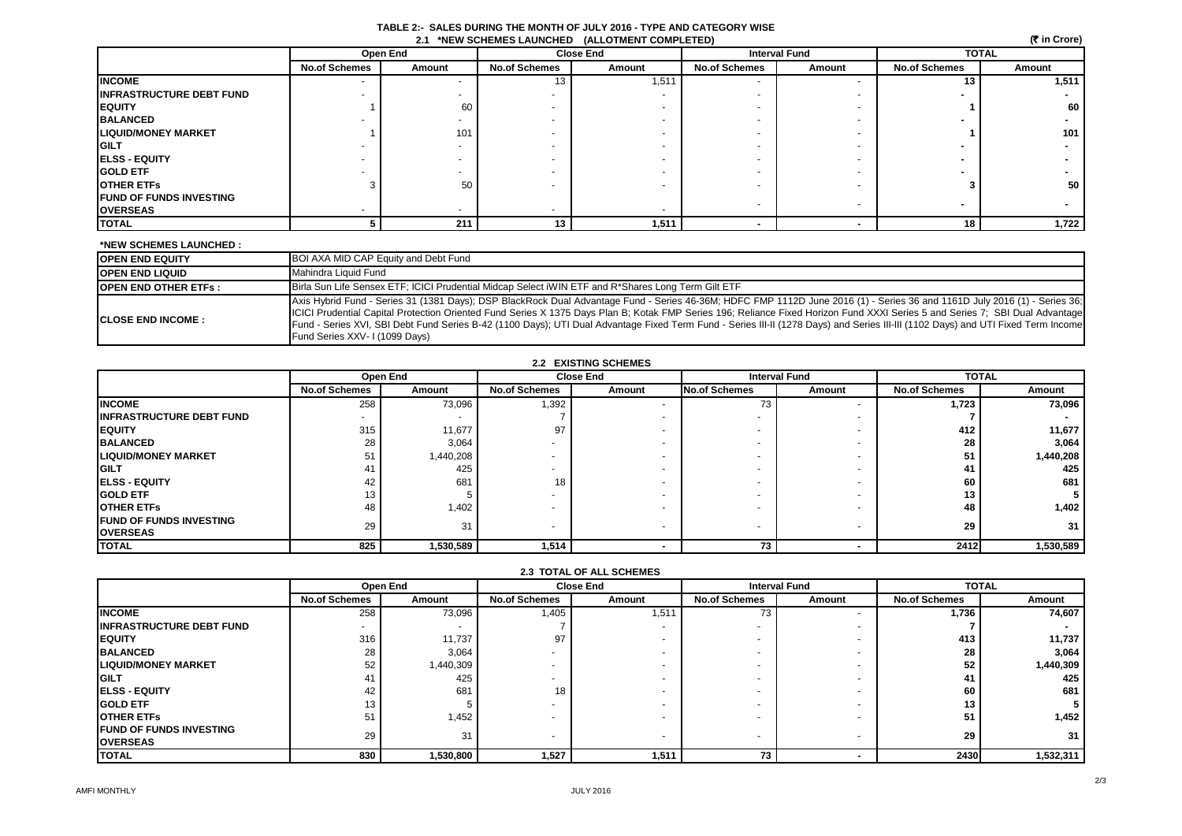# TABLE 2:- SALES DURING THE MONTH OF JULY 2016 - TYPE AND CATEGORY WISE

## 2.1 *NEW SCHEMES LAUNCHED (ALLOTMENT COMPLETED)

(₹ in Crore)

| | Open End | | Close End | | Interval Fund | | TOTAL | |
|---|---|---|---|---|---|---|---|---|
| | No.of Schemes | Amount | No.of Schemes | Amount | No.of Schemes | Amount | No.of Schemes | Amount |
| **INCOME** | - | - | 13 | 1,511 | - | - | 13 | 1,511 |
| **INFRASTRUCTURE DEBT FUND** | - | - | - | - | - | - | - | - |
| **EQUITY** | 1 | 60 | - | - | - | - | 1 | 60 |
| **BALANCED** | - | - | - | - | - | - | - | - |
| **LIQUID/MONEY MARKET** | 1 | 101 | - | - | - | - | 1 | 101 |
| **GILT** | - | - | - | - | - | - | - | - |
| **ELSS - EQUITY** | - | - | - | - | - | - | - | - |
| **GOLD ETF** | - | - | - | - | - | - | - | - |
| **OTHER ETFs** | 3 | 50 | - | - | - | - | 3 | 50 |
| **FUND OF FUNDS INVESTING OVERSEAS** | - | - | - | - | - | - | - | - |
| **TOTAL** | 5 | 211 | 13 | 1,511 | - | - | 18 | 1,722 |

**\*NEW SCHEMES LAUNCHED :**

| | |
|---|---|
| **OPEN END EQUITY** | BOI AXA MID CAP Equity and Debt Fund |
| **OPEN END LIQUID** | Mahindra Liquid Fund |
| **OPEN END OTHER ETFs :** | Birla Sun Life Sensex ETF; ICICI Prudential Midcap Select iWIN ETF and R*Shares Long Term Gilt ETF |
| **CLOSE END INCOME :** | Axis Hybrid Fund - Series 31 (1381 Days); DSP BlackRock Dual Advantage Fund - Series 46-36M; HDFC FMP 1112D June 2016 (1) - Series 36 and 1161D July 2016 (1) - Series 36; ICICI Prudential Capital Protection Oriented Fund Series X 1375 Days Plan B; Kotak FMP Series 196; Reliance Fixed Horizon Fund XXXI Series 5 and Series 7; SBI Dual Advantage Fund - Series XVI, SBI Debt Fund Series B-42 (1100 Days); UTI Dual Advantage Fixed Term Fund - Series III-II (1278 Days) and Series III-III (1102 Days) and UTI Fixed Term Income Fund Series XXV- I (1099 Days) |

## 2.2 EXISTING SCHEMES

| | Open End | | Close End | | Interval Fund | | TOTAL | |
|---|---|---|---|---|---|---|---|---|
| | No.of Schemes | Amount | No.of Schemes | Amount | No.of Schemes | Amount | No.of Schemes | Amount |
| **INCOME** | 258 | 73,096 | 1,392 | - | 73 | - | 1,723 | 73,096 |
| **INFRASTRUCTURE DEBT FUND** | - | - | 7 | - | - | - | 7 | - |
| **EQUITY** | 315 | 11,677 | 97 | - | - | - | 412 | 11,677 |
| **BALANCED** | 28 | 3,064 | - | - | - | - | 28 | 3,064 |
| **LIQUID/MONEY MARKET** | 51 | 1,440,208 | - | - | - | - | 51 | 1,440,208 |
| **GILT** | 41 | 425 | - | - | - | - | 41 | 425 |
| **ELSS - EQUITY** | 42 | 681 | 18 | - | - | - | 60 | 681 |
| **GOLD ETF** | 13 | 5 | - | - | - | - | 13 | 5 |
| **OTHER ETFs** | 48 | 1,402 | - | - | - | - | 48 | 1,402 |
| **FUND OF FUNDS INVESTING OVERSEAS** | 29 | 31 | - | - | - | - | 29 | 31 |
| **TOTAL** | 825 | 1,530,589 | 1,514 | - | 73 | - | 2412 | 1,530,589 |

## 2.3 TOTAL OF ALL SCHEMES

| | Open End | | Close End | | Interval Fund | | TOTAL | |
|---|---|---|---|---|---|---|---|---|
| | No.of Schemes | Amount | No.of Schemes | Amount | No.of Schemes | Amount | No.of Schemes | Amount |
| **INCOME** | 258 | 73,096 | 1,405 | 1,511 | 73 | - | 1,736 | 74,607 |
| **INFRASTRUCTURE DEBT FUND** | - | - | 7 | - | - | - | 7 | - |
| **EQUITY** | 316 | 11,737 | 97 | - | - | - | 413 | 11,737 |
| **BALANCED** | 28 | 3,064 | - | - | - | - | 28 | 3,064 |
| **LIQUID/MONEY MARKET** | 52 | 1,440,309 | - | - | - | - | 52 | 1,440,309 |
| **GILT** | 41 | 425 | - | - | - | - | 41 | 425 |
| **ELSS - EQUITY** | 42 | 681 | 18 | - | - | - | 60 | 681 |
| **GOLD ETF** | 13 | 5 | - | - | - | - | 13 | 5 |
| **OTHER ETFs** | 51 | 1,452 | - | - | - | - | 51 | 1,452 |
| **FUND OF FUNDS INVESTING OVERSEAS** | 29 | 31 | - | - | - | - | 29 | 31 |
| **TOTAL** | 830 | 1,530,800 | 1,527 | 1,511 | 73 | - | 2430 | 1,532,311 |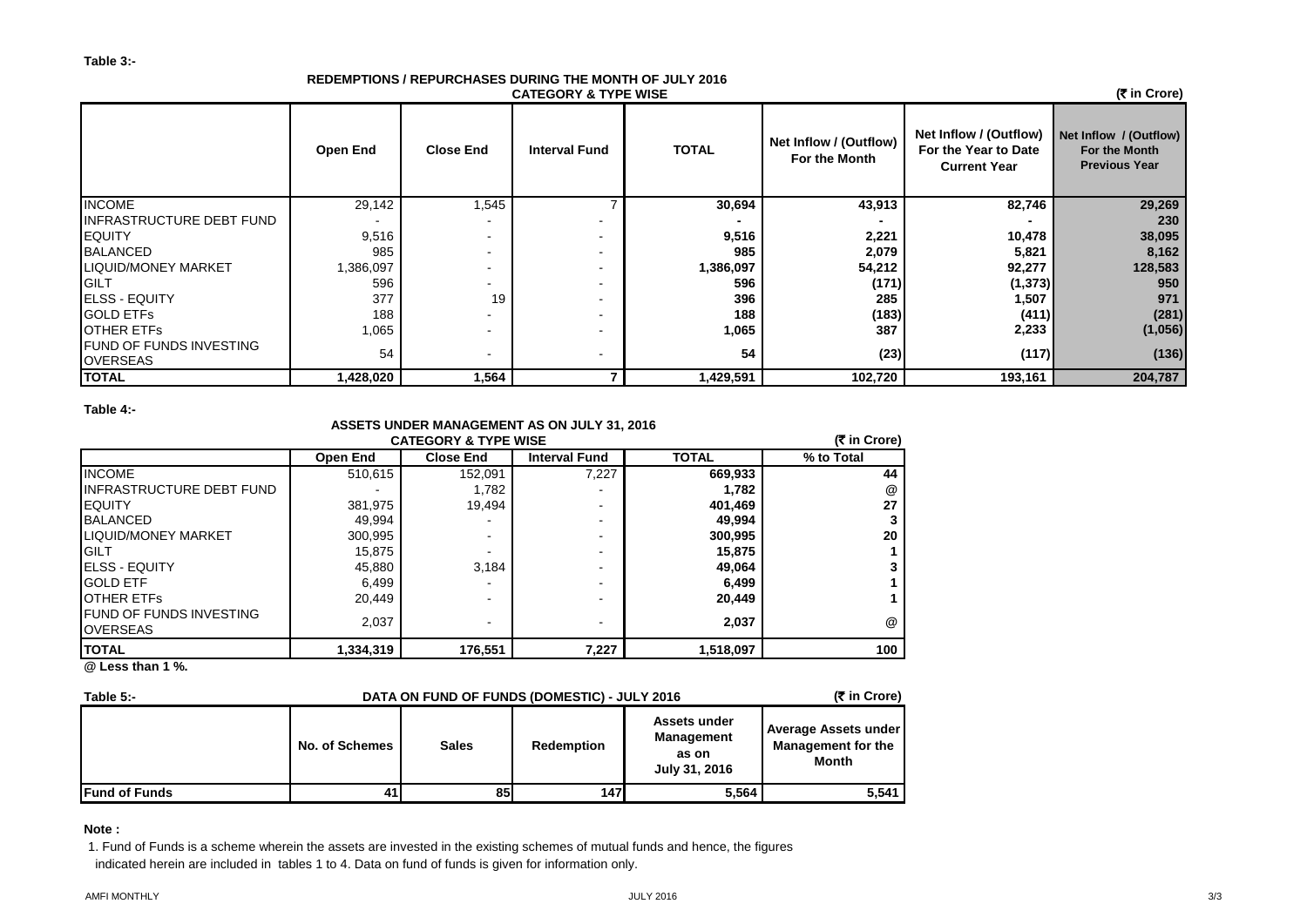Table 3:-

### REDEMPTIONS / REPURCHASES DURING THE MONTH OF JULY 2016
### CATEGORY & TYPE WISE

(₹ in Crore)

| | Open End | Close End | Interval Fund | TOTAL | Net Inflow / (Outflow) For the Month | Net Inflow / (Outflow) For the Year to Date Current Year | Net Inflow / (Outflow) For the Month Previous Year |
|---|---|---|---|---|---|---|---|
| INCOME | 29,142 | 1,545 | 7 | **30,694** | **43,913** | **82,746** | **29,269** |
| INFRASTRUCTURE DEBT FUND | - | - | - | **-** | **-** | **-** | **230** |
| EQUITY | 9,516 | - | - | **9,516** | **2,221** | **10,478** | **38,095** |
| BALANCED | 985 | - | - | **985** | **2,079** | **5,821** | **8,162** |
| LIQUID/MONEY MARKET | 1,386,097 | - | - | **1,386,097** | **54,212** | **92,277** | **128,583** |
| GILT | 596 | - | - | **596** | **(171)** | **(1,373)** | **950** |
| ELSS - EQUITY | 377 | 19 | - | **396** | **285** | **1,507** | **971** |
| GOLD ETFs | 188 | - | - | **188** | **(183)** | **(411)** | **(281)** |
| OTHER ETFs | 1,065 | - | - | **1,065** | **387** | **2,233** | **(1,056)** |
| FUND OF FUNDS INVESTING OVERSEAS | 54 | - | - | **54** | **(23)** | **(117)** | **(136)** |
| **TOTAL** | **1,428,020** | **1,564** | **7** | **1,429,591** | **102,720** | **193,161** | **204,787** |

Table 4:-

### ASSETS UNDER MANAGEMENT AS ON JULY 31, 2016
### CATEGORY & TYPE WISE

(₹ in Crore)

| | Open End | Close End | Interval Fund | TOTAL | % to Total |
|---|---|---|---|---|---|
| INCOME | 510,615 | 152,091 | 7,227 | **669,933** | **44** |
| INFRASTRUCTURE DEBT FUND | - | 1,782 | - | **1,782** | @ |
| EQUITY | 381,975 | 19,494 | - | **401,469** | **27** |
| BALANCED | 49,994 | - | - | **49,994** | **3** |
| LIQUID/MONEY MARKET | 300,995 | - | - | **300,995** | **20** |
| GILT | 15,875 | - | - | **15,875** | **1** |
| ELSS - EQUITY | 45,880 | 3,184 | - | **49,064** | **3** |
| GOLD ETF | 6,499 | - | - | **6,499** | **1** |
| OTHER ETFs | 20,449 | - | - | **20,449** | **1** |
| FUND OF FUNDS INVESTING OVERSEAS | 2,037 | - | - | **2,037** | @ |
| **TOTAL** | **1,334,319** | **176,551** | **7,227** | **1,518,097** | **100** |

**@ Less than 1 %.**

Table 5:-

### DATA ON FUND OF FUNDS (DOMESTIC) - JULY 2016

(₹ in Crore)

| | No. of Schemes | Sales | Redemption | Assets under Management as on July 31, 2016 | Average Assets under Management for the Month |
|---|---|---|---|---|---|
| **Fund of Funds** | **41** | **85** | **147** | **5,564** | **5,541** |

**Note :**

1. Fund of Funds is a scheme wherein the assets are invested in the existing schemes of mutual funds and hence, the figures indicated herein are included in tables 1 to 4. Data on fund of funds is given for information only.